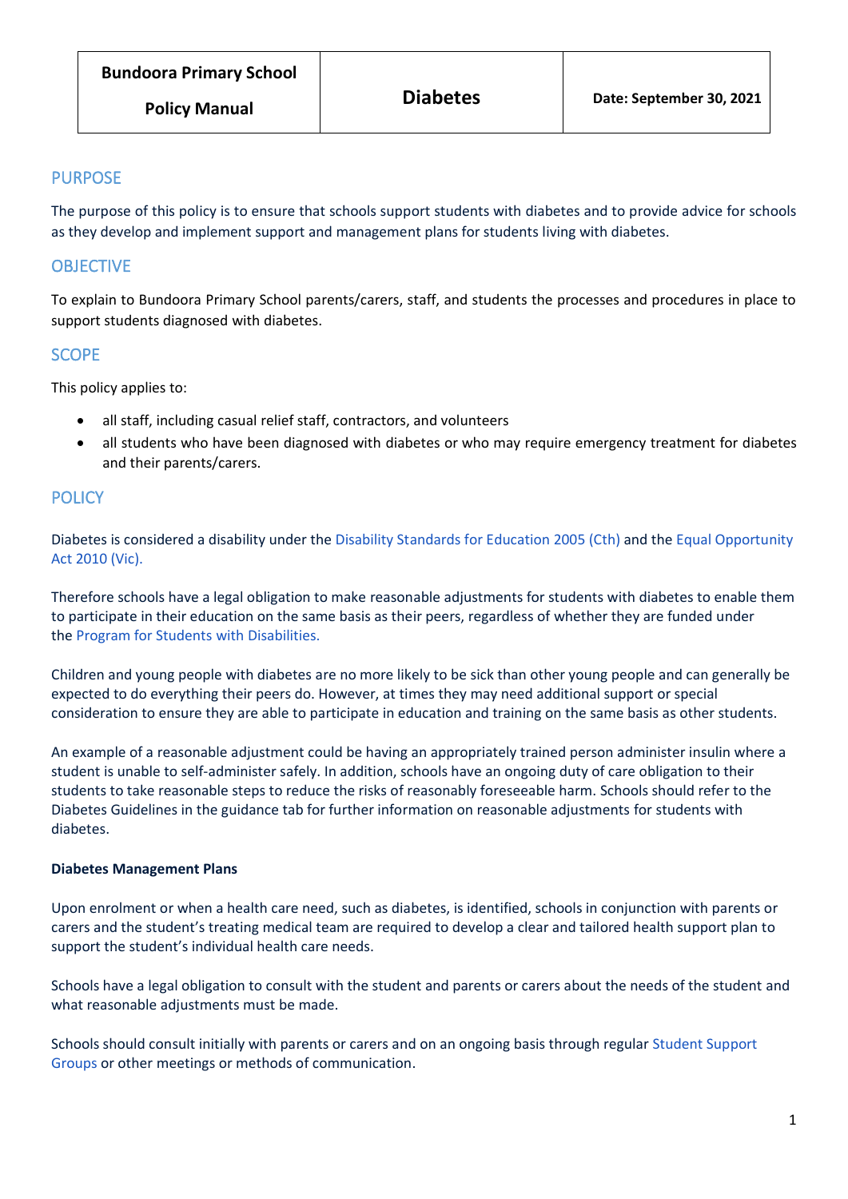| Bundoora Primary School Policy Manual | Diabetes | Date: September 30, 2021 |
|---|---|---|

## PURPOSE

The purpose of this policy is to ensure that schools support students with diabetes and to provide advice for schools as they develop and implement support and management plans for students living with diabetes.

## OBJECTIVE

To explain to Bundoora Primary School parents/carers, staff, and students the processes and procedures in place to support students diagnosed with diabetes.

## SCOPE

This policy applies to:

- all staff, including casual relief staff, contractors, and volunteers
- all students who have been diagnosed with diabetes or who may require emergency treatment for diabetes and their parents/carers.

## POLICY

Diabetes is considered a disability under the Disability Standards for Education 2005 (Cth) and the Equal Opportunity Act 2010 (Vic).

Therefore schools have a legal obligation to make reasonable adjustments for students with diabetes to enable them to participate in their education on the same basis as their peers, regardless of whether they are funded under the Program for Students with Disabilities.

Children and young people with diabetes are no more likely to be sick than other young people and can generally be expected to do everything their peers do. However, at times they may need additional support or special consideration to ensure they are able to participate in education and training on the same basis as other students.

An example of a reasonable adjustment could be having an appropriately trained person administer insulin where a student is unable to self-administer safely. In addition, schools have an ongoing duty of care obligation to their students to take reasonable steps to reduce the risks of reasonably foreseeable harm. Schools should refer to the Diabetes Guidelines in the guidance tab for further information on reasonable adjustments for students with diabetes.

**Diabetes Management Plans**

Upon enrolment or when a health care need, such as diabetes, is identified, schools in conjunction with parents or carers and the student's treating medical team are required to develop a clear and tailored health support plan to support the student's individual health care needs.

Schools have a legal obligation to consult with the student and parents or carers about the needs of the student and what reasonable adjustments must be made.

Schools should consult initially with parents or carers and on an ongoing basis through regular Student Support Groups or other meetings or methods of communication.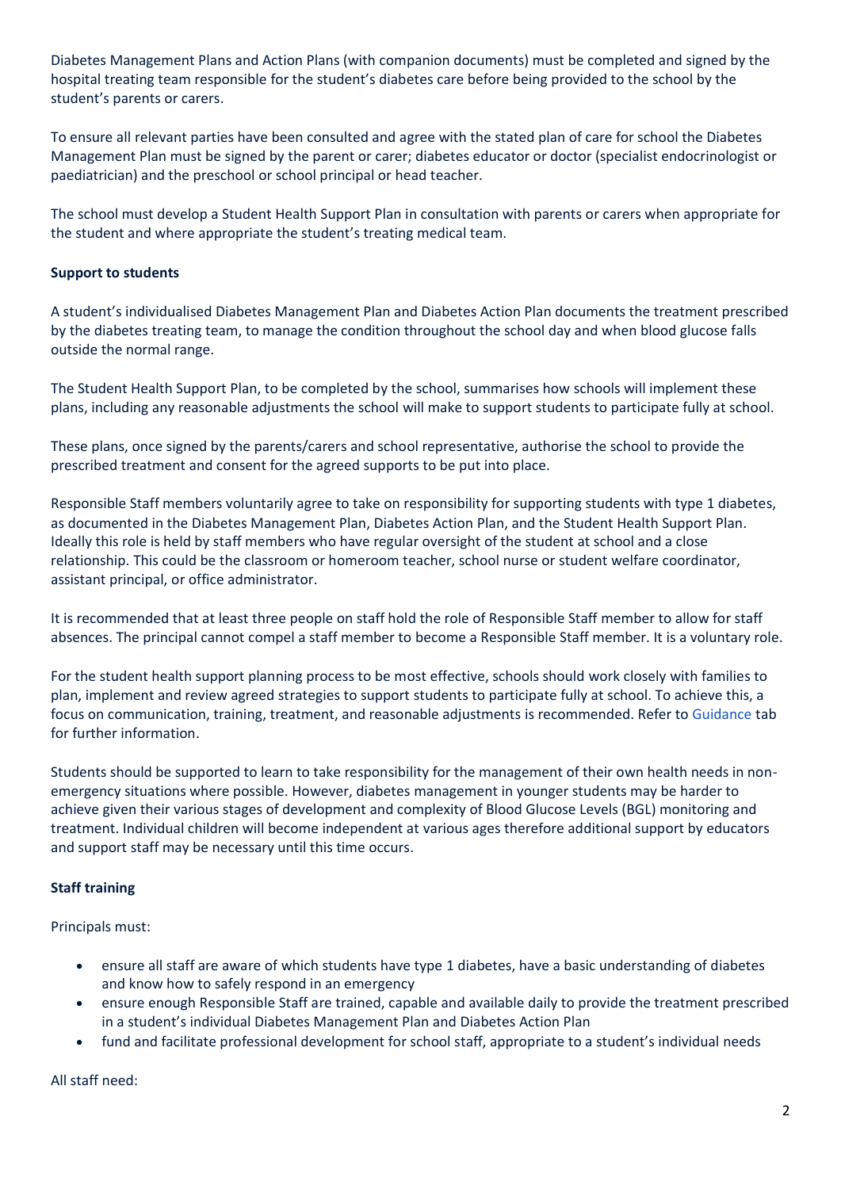Diabetes Management Plans and Action Plans (with companion documents) must be completed and signed by the hospital treating team responsible for the student's diabetes care before being provided to the school by the student's parents or carers.

To ensure all relevant parties have been consulted and agree with the stated plan of care for school the Diabetes Management Plan must be signed by the parent or carer; diabetes educator or doctor (specialist endocrinologist or paediatrician) and the preschool or school principal or head teacher.

The school must develop a Student Health Support Plan in consultation with parents or carers when appropriate for the student and where appropriate the student's treating medical team.

**Support to students**

A student's individualised Diabetes Management Plan and Diabetes Action Plan documents the treatment prescribed by the diabetes treating team, to manage the condition throughout the school day and when blood glucose falls outside the normal range.

The Student Health Support Plan, to be completed by the school, summarises how schools will implement these plans, including any reasonable adjustments the school will make to support students to participate fully at school.

These plans, once signed by the parents/carers and school representative, authorise the school to provide the prescribed treatment and consent for the agreed supports to be put into place.

Responsible Staff members voluntarily agree to take on responsibility for supporting students with type 1 diabetes, as documented in the Diabetes Management Plan, Diabetes Action Plan, and the Student Health Support Plan. Ideally this role is held by staff members who have regular oversight of the student at school and a close relationship. This could be the classroom or homeroom teacher, school nurse or student welfare coordinator, assistant principal, or office administrator.

It is recommended that at least three people on staff hold the role of Responsible Staff member to allow for staff absences. The principal cannot compel a staff member to become a Responsible Staff member. It is a voluntary role.

For the student health support planning process to be most effective, schools should work closely with families to plan, implement and review agreed strategies to support students to participate fully at school. To achieve this, a focus on communication, training, treatment, and reasonable adjustments is recommended. Refer to Guidance tab for further information.

Students should be supported to learn to take responsibility for the management of their own health needs in non-emergency situations where possible. However, diabetes management in younger students may be harder to achieve given their various stages of development and complexity of Blood Glucose Levels (BGL) monitoring and treatment. Individual children will become independent at various ages therefore additional support by educators and support staff may be necessary until this time occurs.

**Staff training**

Principals must:

- ensure all staff are aware of which students have type 1 diabetes, have a basic understanding of diabetes and know how to safely respond in an emergency
- ensure enough Responsible Staff are trained, capable and available daily to provide the treatment prescribed in a student's individual Diabetes Management Plan and Diabetes Action Plan
- fund and facilitate professional development for school staff, appropriate to a student's individual needs

All staff need: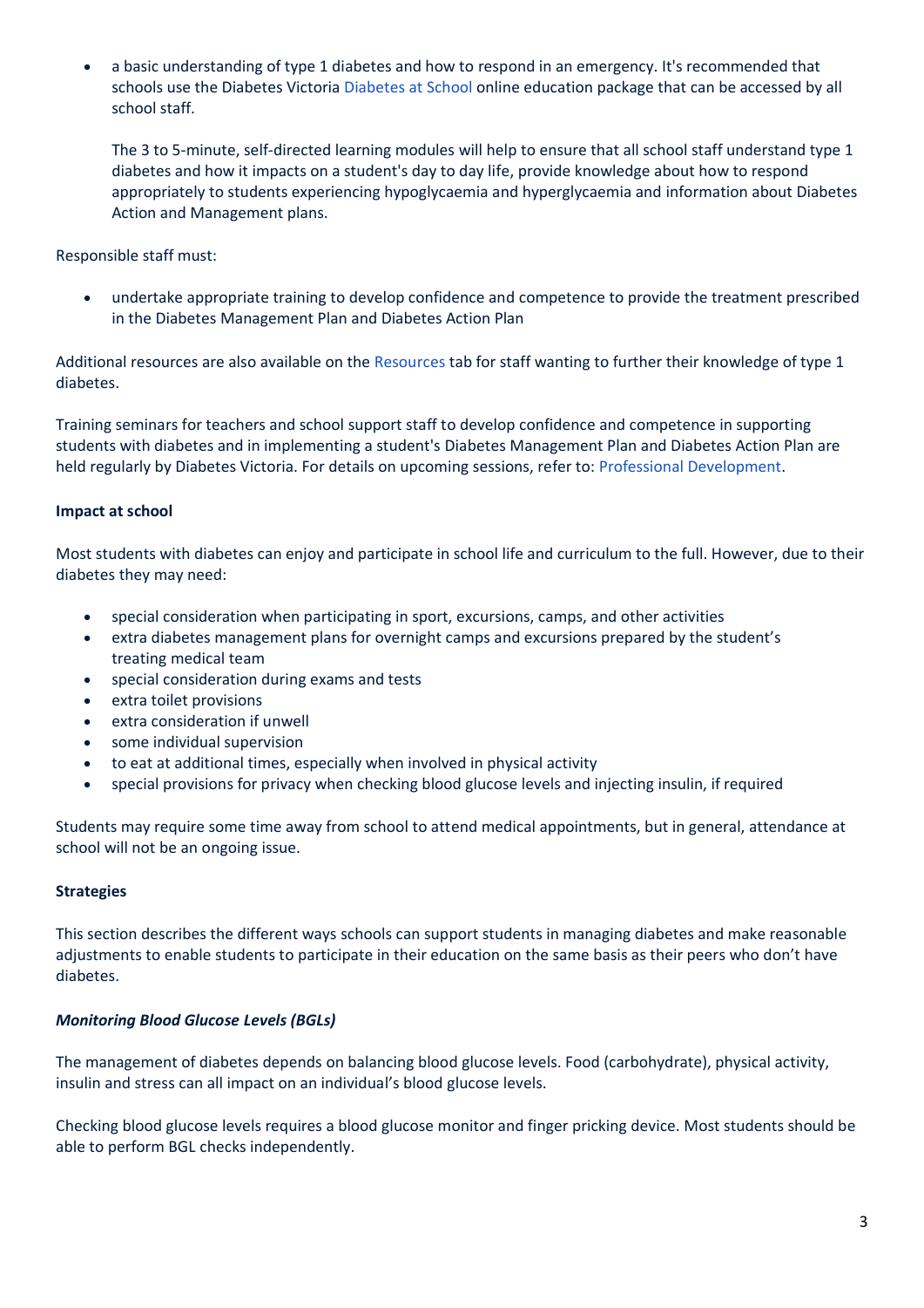- a basic understanding of type 1 diabetes and how to respond in an emergency. It's recommended that schools use the Diabetes Victoria Diabetes at School online education package that can be accessed by all school staff.

  The 3 to 5-minute, self-directed learning modules will help to ensure that all school staff understand type 1 diabetes and how it impacts on a student's day to day life, provide knowledge about how to respond appropriately to students experiencing hypoglycaemia and hyperglycaemia and information about Diabetes Action and Management plans.

Responsible staff must:

- undertake appropriate training to develop confidence and competence to provide the treatment prescribed in the Diabetes Management Plan and Diabetes Action Plan

Additional resources are also available on the Resources tab for staff wanting to further their knowledge of type 1 diabetes.

Training seminars for teachers and school support staff to develop confidence and competence in supporting students with diabetes and in implementing a student's Diabetes Management Plan and Diabetes Action Plan are held regularly by Diabetes Victoria. For details on upcoming sessions, refer to: Professional Development.

**Impact at school**

Most students with diabetes can enjoy and participate in school life and curriculum to the full. However, due to their diabetes they may need:

- special consideration when participating in sport, excursions, camps, and other activities
- extra diabetes management plans for overnight camps and excursions prepared by the student's treating medical team
- special consideration during exams and tests
- extra toilet provisions
- extra consideration if unwell
- some individual supervision
- to eat at additional times, especially when involved in physical activity
- special provisions for privacy when checking blood glucose levels and injecting insulin, if required

Students may require some time away from school to attend medical appointments, but in general, attendance at school will not be an ongoing issue.

**Strategies**

This section describes the different ways schools can support students in managing diabetes and make reasonable adjustments to enable students to participate in their education on the same basis as their peers who don't have diabetes.

***Monitoring Blood Glucose Levels (BGLs)***

The management of diabetes depends on balancing blood glucose levels. Food (carbohydrate), physical activity, insulin and stress can all impact on an individual's blood glucose levels.

Checking blood glucose levels requires a blood glucose monitor and finger pricking device. Most students should be able to perform BGL checks independently.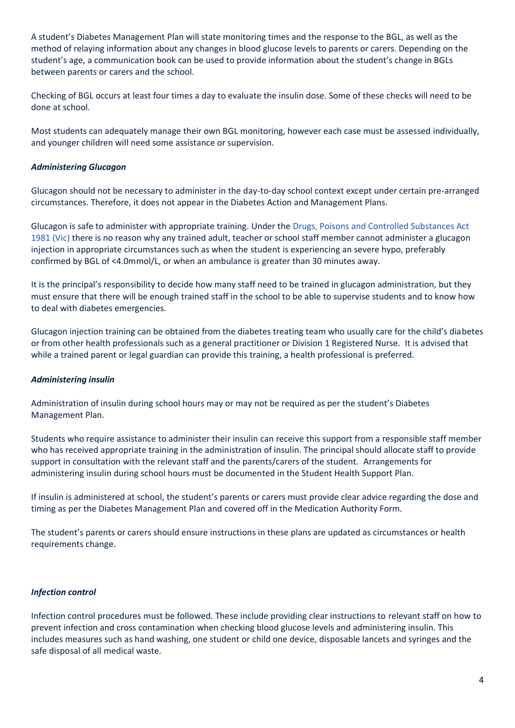A student's Diabetes Management Plan will state monitoring times and the response to the BGL, as well as the method of relaying information about any changes in blood glucose levels to parents or carers. Depending on the student's age, a communication book can be used to provide information about the student's change in BGLs between parents or carers and the school.

Checking of BGL occurs at least four times a day to evaluate the insulin dose. Some of these checks will need to be done at school.

Most students can adequately manage their own BGL monitoring, however each case must be assessed individually, and younger children will need some assistance or supervision.

***Administering Glucagon***

Glucagon should not be necessary to administer in the day-to-day school context except under certain pre-arranged circumstances. Therefore, it does not appear in the Diabetes Action and Management Plans.

Glucagon is safe to administer with appropriate training. Under the Drugs, Poisons and Controlled Substances Act 1981 (Vic) there is no reason why any trained adult, teacher or school staff member cannot administer a glucagon injection in appropriate circumstances such as when the student is experiencing an severe hypo, preferably confirmed by BGL of <4.0mmol/L, or when an ambulance is greater than 30 minutes away.

It is the principal's responsibility to decide how many staff need to be trained in glucagon administration, but they must ensure that there will be enough trained staff in the school to be able to supervise students and to know how to deal with diabetes emergencies.

Glucagon injection training can be obtained from the diabetes treating team who usually care for the child's diabetes or from other health professionals such as a general practitioner or Division 1 Registered Nurse. It is advised that while a trained parent or legal guardian can provide this training, a health professional is preferred.

***Administering insulin***

Administration of insulin during school hours may or may not be required as per the student's Diabetes Management Plan.

Students who require assistance to administer their insulin can receive this support from a responsible staff member who has received appropriate training in the administration of insulin. The principal should allocate staff to provide support in consultation with the relevant staff and the parents/carers of the student. Arrangements for administering insulin during school hours must be documented in the Student Health Support Plan.

If insulin is administered at school, the student's parents or carers must provide clear advice regarding the dose and timing as per the Diabetes Management Plan and covered off in the Medication Authority Form.

The student's parents or carers should ensure instructions in these plans are updated as circumstances or health requirements change.

***Infection control***

Infection control procedures must be followed. These include providing clear instructions to relevant staff on how to prevent infection and cross contamination when checking blood glucose levels and administering insulin. This includes measures such as hand washing, one student or child one device, disposable lancets and syringes and the safe disposal of all medical waste.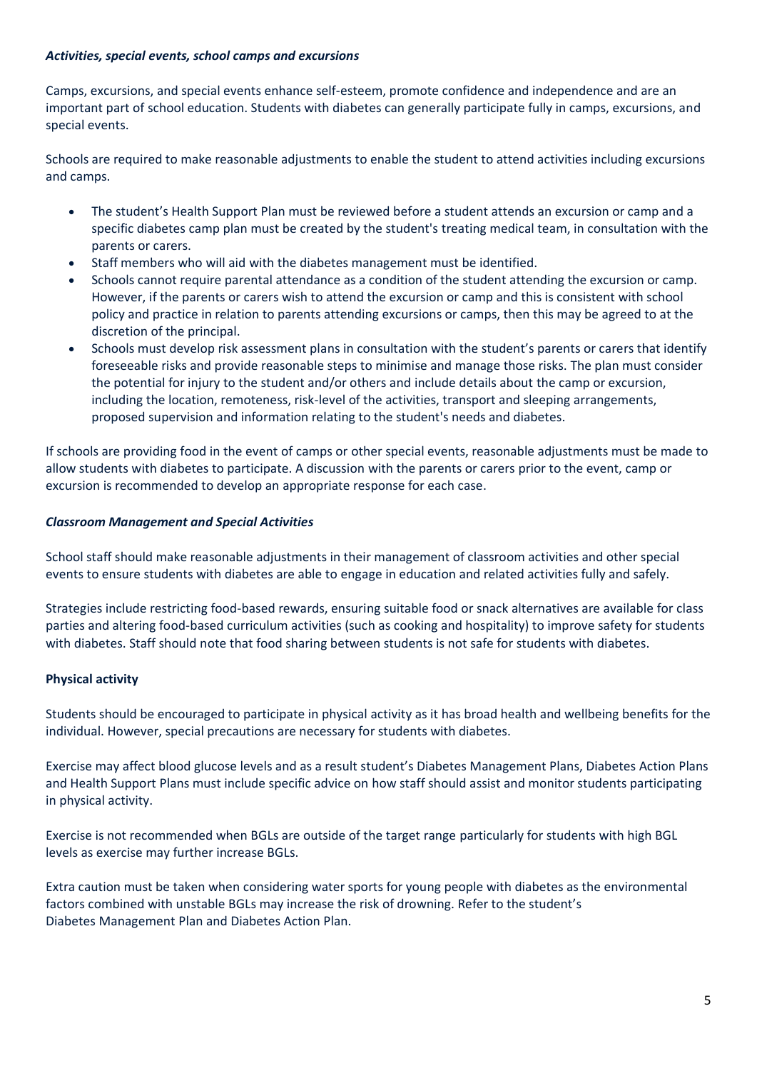### *Activities, special events, school camps and excursions*

Camps, excursions, and special events enhance self-esteem, promote confidence and independence and are an important part of school education. Students with diabetes can generally participate fully in camps, excursions, and special events.

Schools are required to make reasonable adjustments to enable the student to attend activities including excursions and camps.

- The student's Health Support Plan must be reviewed before a student attends an excursion or camp and a specific diabetes camp plan must be created by the student's treating medical team, in consultation with the parents or carers.
- Staff members who will aid with the diabetes management must be identified.
- Schools cannot require parental attendance as a condition of the student attending the excursion or camp. However, if the parents or carers wish to attend the excursion or camp and this is consistent with school policy and practice in relation to parents attending excursions or camps, then this may be agreed to at the discretion of the principal.
- Schools must develop risk assessment plans in consultation with the student's parents or carers that identify foreseeable risks and provide reasonable steps to minimise and manage those risks. The plan must consider the potential for injury to the student and/or others and include details about the camp or excursion, including the location, remoteness, risk-level of the activities, transport and sleeping arrangements, proposed supervision and information relating to the student's needs and diabetes.

If schools are providing food in the event of camps or other special events, reasonable adjustments must be made to allow students with diabetes to participate. A discussion with the parents or carers prior to the event, camp or excursion is recommended to develop an appropriate response for each case.

### *Classroom Management and Special Activities*

School staff should make reasonable adjustments in their management of classroom activities and other special events to ensure students with diabetes are able to engage in education and related activities fully and safely.

Strategies include restricting food-based rewards, ensuring suitable food or snack alternatives are available for class parties and altering food-based curriculum activities (such as cooking and hospitality) to improve safety for students with diabetes. Staff should note that food sharing between students is not safe for students with diabetes.

### **Physical activity**

Students should be encouraged to participate in physical activity as it has broad health and wellbeing benefits for the individual. However, special precautions are necessary for students with diabetes.

Exercise may affect blood glucose levels and as a result student's Diabetes Management Plans, Diabetes Action Plans and Health Support Plans must include specific advice on how staff should assist and monitor students participating in physical activity.

Exercise is not recommended when BGLs are outside of the target range particularly for students with high BGL levels as exercise may further increase BGLs.

Extra caution must be taken when considering water sports for young people with diabetes as the environmental factors combined with unstable BGLs may increase the risk of drowning. Refer to the student's Diabetes Management Plan and Diabetes Action Plan.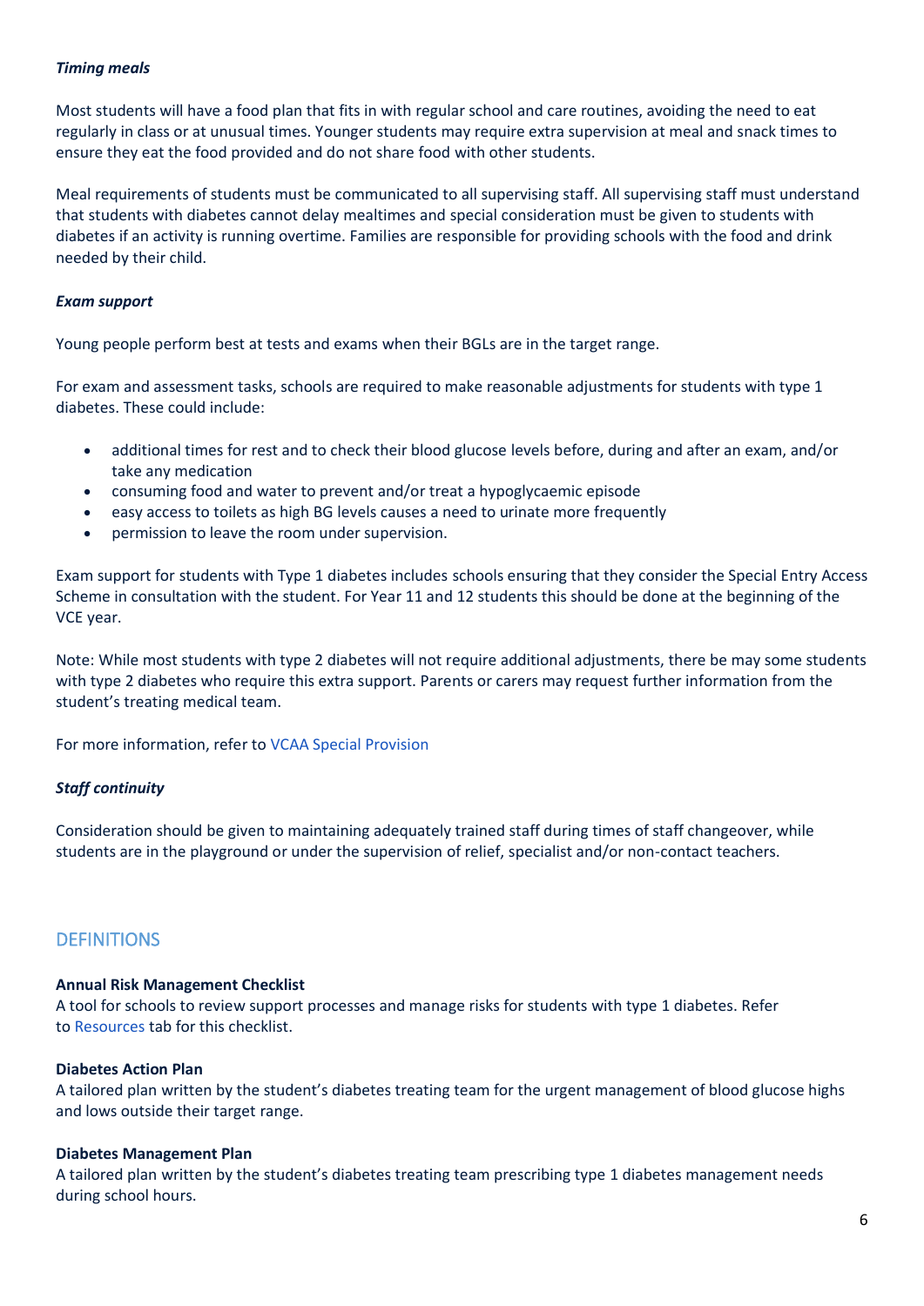***Timing meals***

Most students will have a food plan that fits in with regular school and care routines, avoiding the need to eat regularly in class or at unusual times. Younger students may require extra supervision at meal and snack times to ensure they eat the food provided and do not share food with other students.

Meal requirements of students must be communicated to all supervising staff. All supervising staff must understand that students with diabetes cannot delay mealtimes and special consideration must be given to students with diabetes if an activity is running overtime. Families are responsible for providing schools with the food and drink needed by their child.

***Exam support***

Young people perform best at tests and exams when their BGLs are in the target range.

For exam and assessment tasks, schools are required to make reasonable adjustments for students with type 1 diabetes. These could include:

- additional times for rest and to check their blood glucose levels before, during and after an exam, and/or take any medication
- consuming food and water to prevent and/or treat a hypoglycaemic episode
- easy access to toilets as high BG levels causes a need to urinate more frequently
- permission to leave the room under supervision.

Exam support for students with Type 1 diabetes includes schools ensuring that they consider the Special Entry Access Scheme in consultation with the student. For Year 11 and 12 students this should be done at the beginning of the VCE year.

Note: While most students with type 2 diabetes will not require additional adjustments, there be may some students with type 2 diabetes who require this extra support. Parents or carers may request further information from the student's treating medical team.

For more information, refer to VCAA Special Provision

***Staff continuity***

Consideration should be given to maintaining adequately trained staff during times of staff changeover, while students are in the playground or under the supervision of relief, specialist and/or non-contact teachers.

## DEFINITIONS

**Annual Risk Management Checklist**
A tool for schools to review support processes and manage risks for students with type 1 diabetes. Refer to Resources tab for this checklist.

**Diabetes Action Plan**
A tailored plan written by the student's diabetes treating team for the urgent management of blood glucose highs and lows outside their target range.

**Diabetes Management Plan**
A tailored plan written by the student's diabetes treating team prescribing type 1 diabetes management needs during school hours.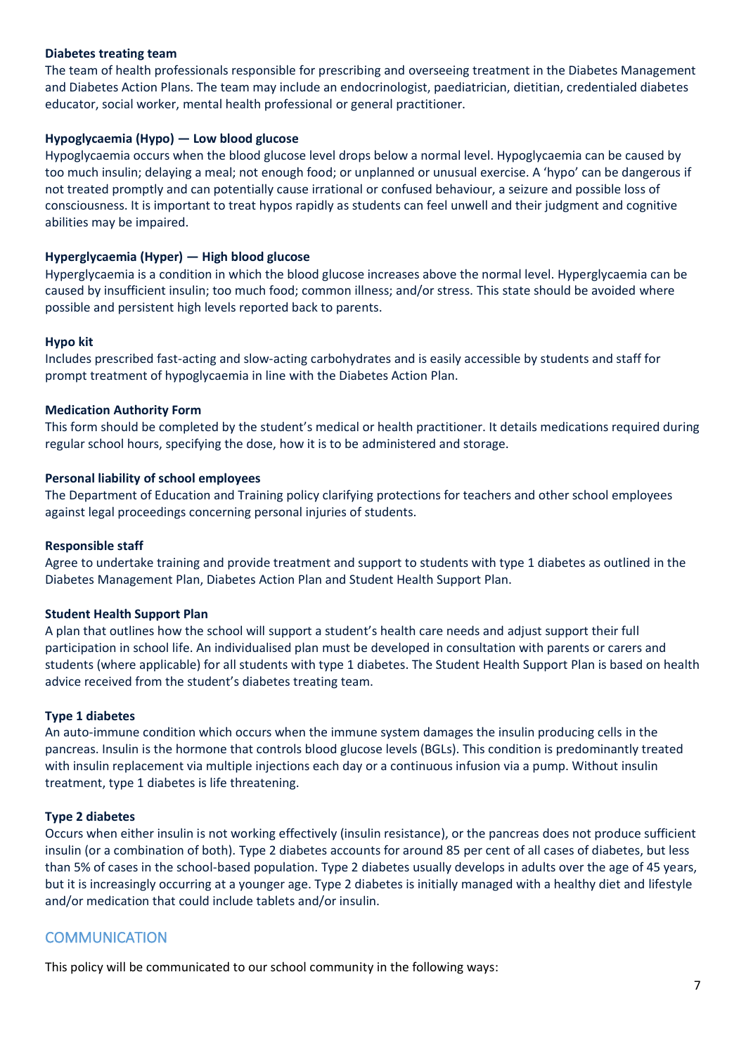**Diabetes treating team**

The team of health professionals responsible for prescribing and overseeing treatment in the Diabetes Management and Diabetes Action Plans. The team may include an endocrinologist, paediatrician, dietitian, credentialed diabetes educator, social worker, mental health professional or general practitioner.

**Hypoglycaemia (Hypo) — Low blood glucose**

Hypoglycaemia occurs when the blood glucose level drops below a normal level. Hypoglycaemia can be caused by too much insulin; delaying a meal; not enough food; or unplanned or unusual exercise. A 'hypo' can be dangerous if not treated promptly and can potentially cause irrational or confused behaviour, a seizure and possible loss of consciousness. It is important to treat hypos rapidly as students can feel unwell and their judgment and cognitive abilities may be impaired.

**Hyperglycaemia (Hyper) — High blood glucose**

Hyperglycaemia is a condition in which the blood glucose increases above the normal level. Hyperglycaemia can be caused by insufficient insulin; too much food; common illness; and/or stress. This state should be avoided where possible and persistent high levels reported back to parents.

**Hypo kit**

Includes prescribed fast-acting and slow-acting carbohydrates and is easily accessible by students and staff for prompt treatment of hypoglycaemia in line with the Diabetes Action Plan.

**Medication Authority Form**

This form should be completed by the student's medical or health practitioner. It details medications required during regular school hours, specifying the dose, how it is to be administered and storage.

**Personal liability of school employees**

The Department of Education and Training policy clarifying protections for teachers and other school employees against legal proceedings concerning personal injuries of students.

**Responsible staff**

Agree to undertake training and provide treatment and support to students with type 1 diabetes as outlined in the Diabetes Management Plan, Diabetes Action Plan and Student Health Support Plan.

**Student Health Support Plan**

A plan that outlines how the school will support a student's health care needs and adjust support their full participation in school life. An individualised plan must be developed in consultation with parents or carers and students (where applicable) for all students with type 1 diabetes. The Student Health Support Plan is based on health advice received from the student's diabetes treating team.

**Type 1 diabetes**

An auto-immune condition which occurs when the immune system damages the insulin producing cells in the pancreas. Insulin is the hormone that controls blood glucose levels (BGLs). This condition is predominantly treated with insulin replacement via multiple injections each day or a continuous infusion via a pump. Without insulin treatment, type 1 diabetes is life threatening.

**Type 2 diabetes**

Occurs when either insulin is not working effectively (insulin resistance), or the pancreas does not produce sufficient insulin (or a combination of both). Type 2 diabetes accounts for around 85 per cent of all cases of diabetes, but less than 5% of cases in the school-based population. Type 2 diabetes usually develops in adults over the age of 45 years, but it is increasingly occurring at a younger age. Type 2 diabetes is initially managed with a healthy diet and lifestyle and/or medication that could include tablets and/or insulin.

## COMMUNICATION

This policy will be communicated to our school community in the following ways: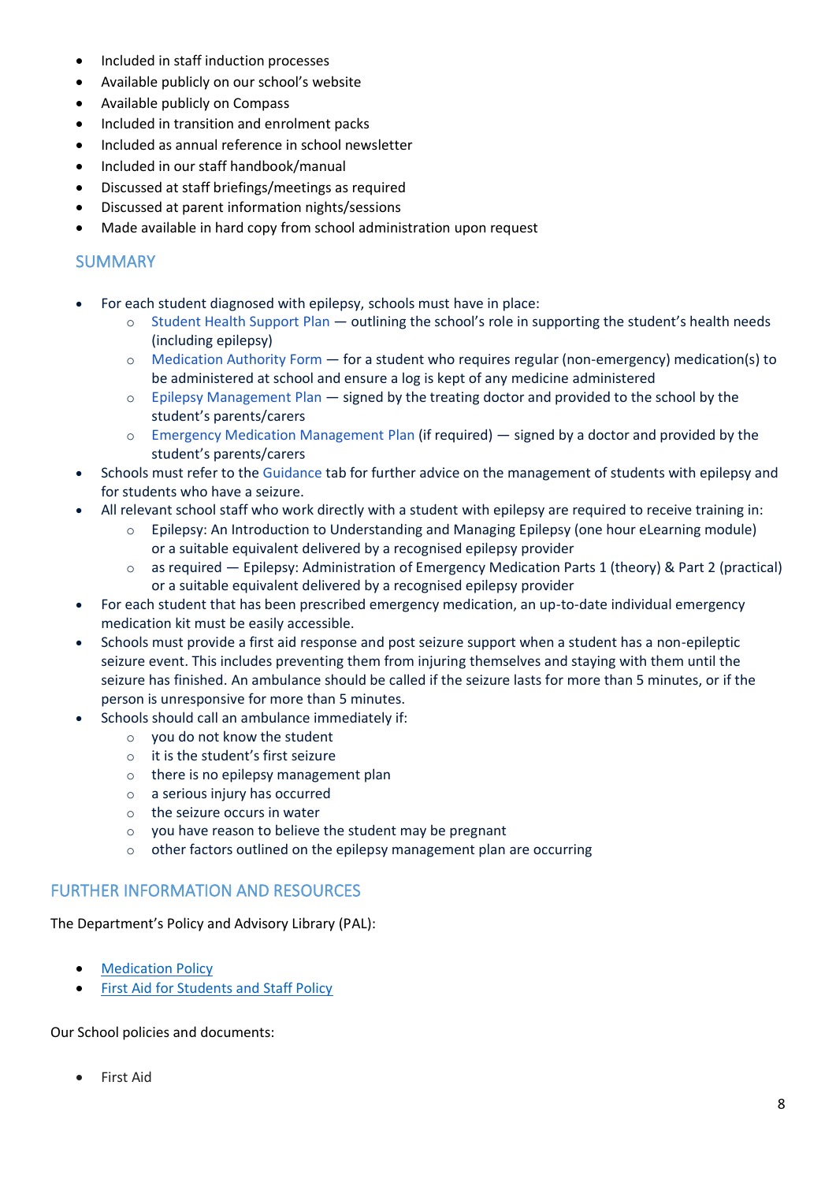- Included in staff induction processes
- Available publicly on our school's website
- Available publicly on Compass
- Included in transition and enrolment packs
- Included as annual reference in school newsletter
- Included in our staff handbook/manual
- Discussed at staff briefings/meetings as required
- Discussed at parent information nights/sessions
- Made available in hard copy from school administration upon request

## SUMMARY

- For each student diagnosed with epilepsy, schools must have in place:
  - Student Health Support Plan — outlining the school's role in supporting the student's health needs (including epilepsy)
  - Medication Authority Form — for a student who requires regular (non-emergency) medication(s) to be administered at school and ensure a log is kept of any medicine administered
  - Epilepsy Management Plan — signed by the treating doctor and provided to the school by the student's parents/carers
  - Emergency Medication Management Plan (if required) — signed by a doctor and provided by the student's parents/carers
- Schools must refer to the Guidance tab for further advice on the management of students with epilepsy and for students who have a seizure.
- All relevant school staff who work directly with a student with epilepsy are required to receive training in:
  - Epilepsy: An Introduction to Understanding and Managing Epilepsy (one hour eLearning module) or a suitable equivalent delivered by a recognised epilepsy provider
  - as required — Epilepsy: Administration of Emergency Medication Parts 1 (theory) & Part 2 (practical) or a suitable equivalent delivered by a recognised epilepsy provider
- For each student that has been prescribed emergency medication, an up-to-date individual emergency medication kit must be easily accessible.
- Schools must provide a first aid response and post seizure support when a student has a non-epileptic seizure event. This includes preventing them from injuring themselves and staying with them until the seizure has finished. An ambulance should be called if the seizure lasts for more than 5 minutes, or if the person is unresponsive for more than 5 minutes.
- Schools should call an ambulance immediately if:
  - you do not know the student
  - it is the student's first seizure
  - there is no epilepsy management plan
  - a serious injury has occurred
  - the seizure occurs in water
  - you have reason to believe the student may be pregnant
  - other factors outlined on the epilepsy management plan are occurring

## FURTHER INFORMATION AND RESOURCES

The Department's Policy and Advisory Library (PAL):

- Medication Policy
- First Aid for Students and Staff Policy

Our School policies and documents:

- First Aid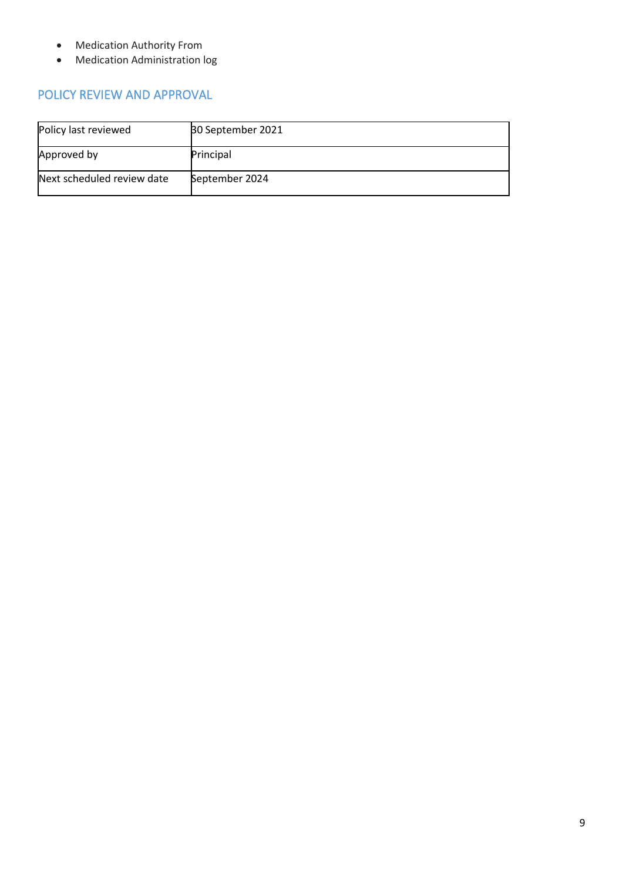- Medication Authority From
- Medication Administration log

## POLICY REVIEW AND APPROVAL

| | |
|---|---|
| Policy last reviewed | 30 September 2021 |
| Approved by | Principal |
| Next scheduled review date | September 2024 |